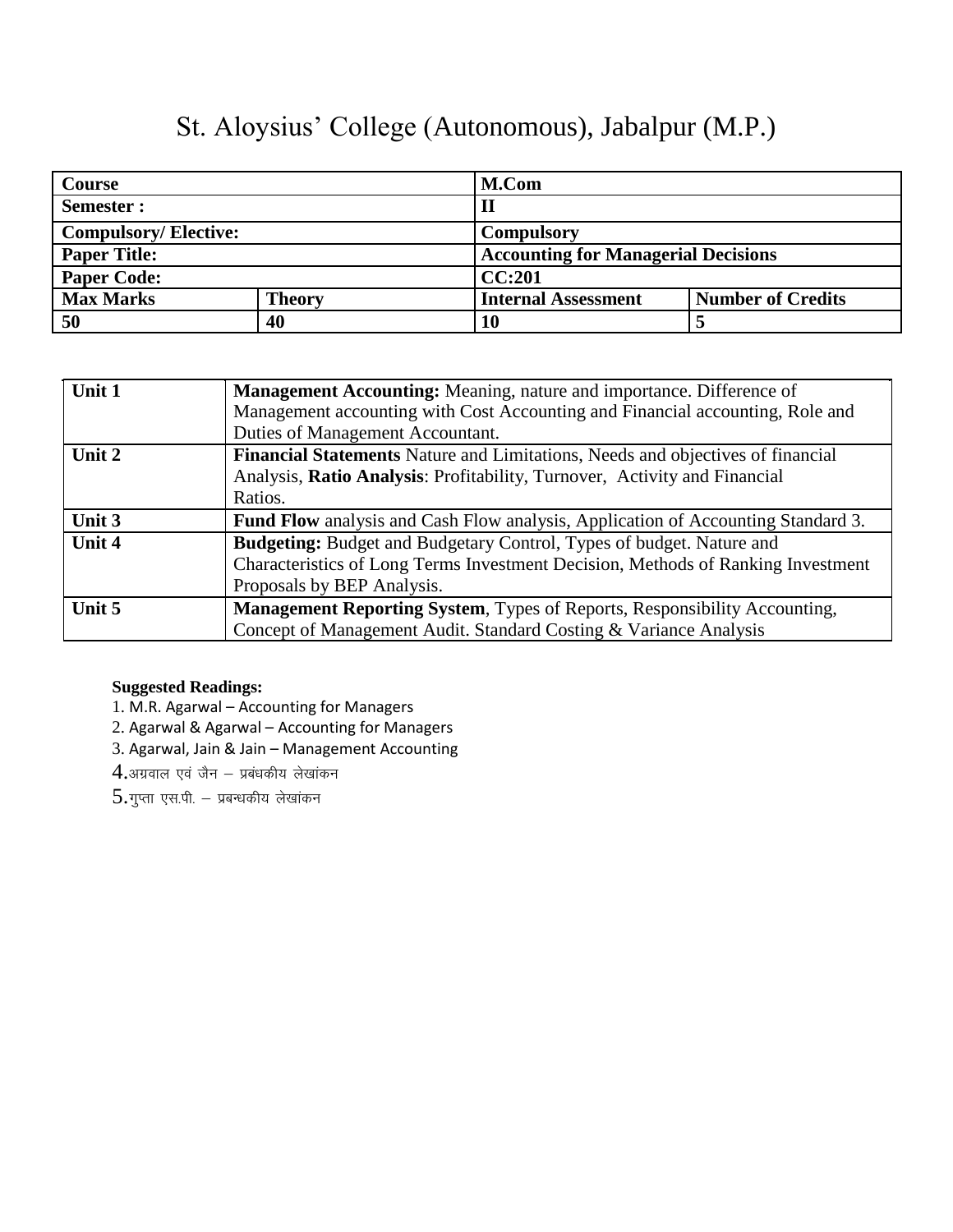# St. Aloysius' College (Autonomous), Jabalpur (M.P.)

| **Course** | | **M.Com** | |
|---|---|---|---|
| **Semester :** | | **II** | |
| **Compulsory/ Elective:** | | **Compulsory** | |
| **Paper Title:** | | **Accounting for Managerial Decisions** | |
| **Paper Code:** | | **CC:201** | |
| **Max Marks** | **Theory** | **Internal Assessment** | **Number of Credits** |
| **50** | **40** | **10** | **5** |

| | |
|---|---|
| **Unit 1** | **Management Accounting:** Meaning, nature and importance. Difference of Management accounting with Cost Accounting and Financial accounting, Role and Duties of Management Accountant. |
| **Unit 2** | **Financial Statements** Nature and Limitations, Needs and objectives of financial Analysis, **Ratio Analysis**: Profitability, Turnover, Activity and Financial Ratios. |
| **Unit 3** | **Fund Flow** analysis and Cash Flow analysis, Application of Accounting Standard 3. |
| **Unit 4** | **Budgeting:** Budget and Budgetary Control, Types of budget. Nature and Characteristics of Long Terms Investment Decision, Methods of Ranking Investment Proposals by BEP Analysis. |
| **Unit 5** | **Management Reporting System**, Types of Reports, Responsibility Accounting, Concept of Management Audit. Standard Costing & Variance Analysis |

**Suggested Readings:**

1. M.R. Agarwal – Accounting for Managers
2. Agarwal & Agarwal – Accounting for Managers
3. Agarwal, Jain & Jain – Management Accounting
4. अग्रवाल एवं जैन – प्रबंधकीय लेखांकन
5. गुप्ता एस.पी. – प्रबन्धकीय लेखांकन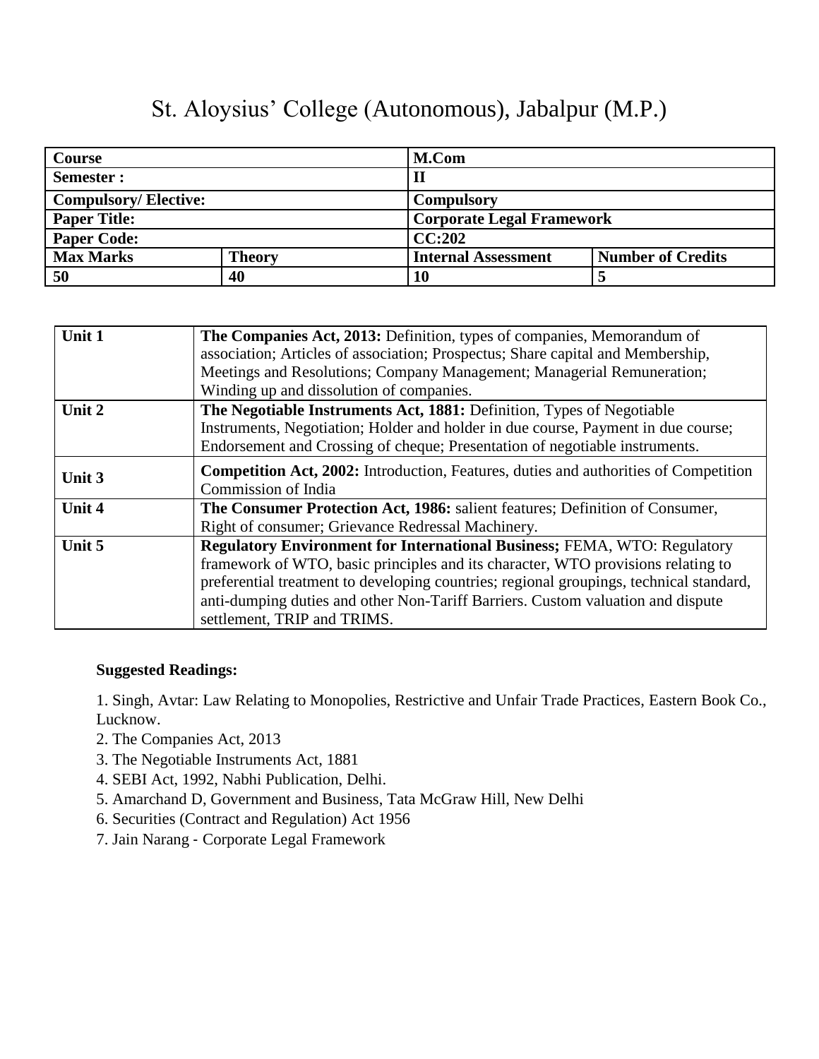# St. Aloysius' College (Autonomous), Jabalpur (M.P.)

| **Course** | | **M.Com** | |
|---|---|---|---|
| **Semester :** | | **II** | |
| **Compulsory/ Elective:** | | **Compulsory** | |
| **Paper Title:** | | **Corporate Legal Framework** | |
| **Paper Code:** | | **CC:202** | |
| **Max Marks** | **Theory** | **Internal Assessment** | **Number of Credits** |
| **50** | **40** | **10** | **5** |

| | |
|---|---|
| **Unit 1** | **The Companies Act, 2013:** Definition, types of companies, Memorandum of association; Articles of association; Prospectus; Share capital and Membership, Meetings and Resolutions; Company Management; Managerial Remuneration; Winding up and dissolution of companies. |
| **Unit 2** | **The Negotiable Instruments Act, 1881:** Definition, Types of Negotiable Instruments, Negotiation; Holder and holder in due course, Payment in due course; Endorsement and Crossing of cheque; Presentation of negotiable instruments. |
| **Unit 3** | **Competition Act, 2002:** Introduction, Features, duties and authorities of Competition Commission of India |
| **Unit 4** | **The Consumer Protection Act, 1986:** salient features; Definition of Consumer, Right of consumer; Grievance Redressal Machinery. |
| **Unit 5** | **Regulatory Environment for International Business;** FEMA, WTO: Regulatory framework of WTO, basic principles and its character, WTO provisions relating to preferential treatment to developing countries; regional groupings, technical standard, anti-dumping duties and other Non-Tariff Barriers. Custom valuation and dispute settlement, TRIP and TRIMS. |

**Suggested Readings:**

1. Singh, Avtar: Law Relating to Monopolies, Restrictive and Unfair Trade Practices, Eastern Book Co., Lucknow.
2. The Companies Act, 2013
3. The Negotiable Instruments Act, 1881
4. SEBI Act, 1992, Nabhi Publication, Delhi.
5. Amarchand D, Government and Business, Tata McGraw Hill, New Delhi
6. Securities (Contract and Regulation) Act 1956
7. Jain Narang - Corporate Legal Framework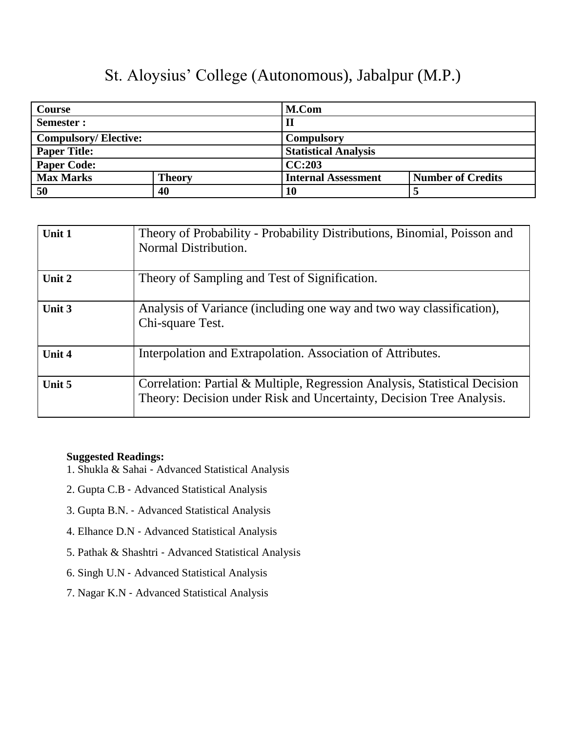# St. Aloysius' College (Autonomous), Jabalpur (M.P.)

| **Course** | | **M.Com** | |
|---|---|---|---|
| **Semester :** | | **II** | |
| **Compulsory/ Elective:** | | **Compulsory** | |
| **Paper Title:** | | **Statistical Analysis** | |
| **Paper Code:** | | **CC:203** | |
| **Max Marks** | **Theory** | **Internal Assessment** | **Number of Credits** |
| **50** | **40** | **10** | **5** |

| | |
|---|---|
| **Unit 1** | Theory of Probability - Probability Distributions, Binomial, Poisson and Normal Distribution. |
| **Unit 2** | Theory of Sampling and Test of Signification. |
| **Unit 3** | Analysis of Variance (including one way and two way classification), Chi-square Test. |
| **Unit 4** | Interpolation and Extrapolation. Association of Attributes. |
| **Unit 5** | Correlation: Partial & Multiple, Regression Analysis, Statistical Decision Theory: Decision under Risk and Uncertainty, Decision Tree Analysis. |

**Suggested Readings:**

1. Shukla & Sahai - Advanced Statistical Analysis
2. Gupta C.B - Advanced Statistical Analysis
3. Gupta B.N. - Advanced Statistical Analysis
4. Elhance D.N - Advanced Statistical Analysis
5. Pathak & Shashtri - Advanced Statistical Analysis
6. Singh U.N - Advanced Statistical Analysis
7. Nagar K.N - Advanced Statistical Analysis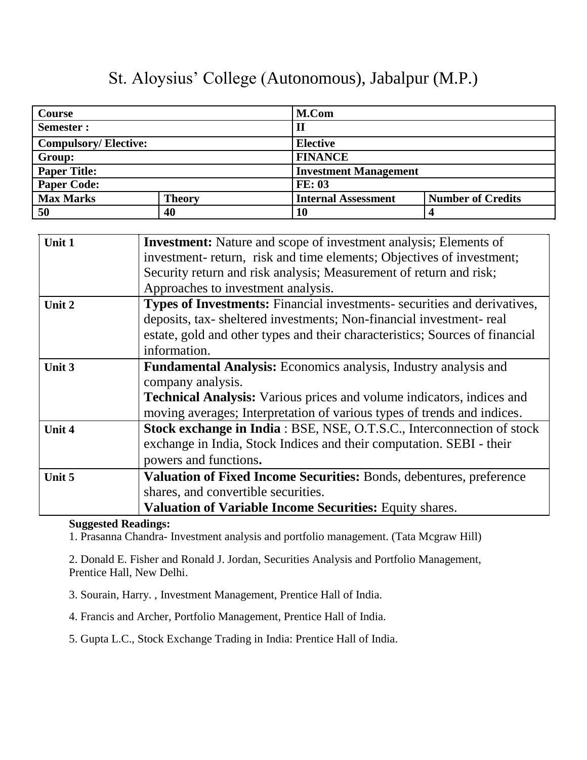# St. Aloysius' College (Autonomous), Jabalpur (M.P.)

| **Course** | | **M.Com** | |
|---|---|---|---|
| **Semester :** | | **II** | |
| **Compulsory/ Elective:** | | **Elective** | |
| **Group:** | | **FINANCE** | |
| **Paper Title:** | | **Investment Management** | |
| **Paper Code:** | | **FE: 03** | |
| **Max Marks** | **Theory** | **Internal Assessment** | **Number of Credits** |
| **50** | **40** | **10** | **4** |

| | |
|---|---|
| **Unit 1** | **Investment:** Nature and scope of investment analysis; Elements of investment- return, risk and time elements; Objectives of investment; Security return and risk analysis; Measurement of return and risk; Approaches to investment analysis. |
| **Unit 2** | **Types of Investments:** Financial investments- securities and derivatives, deposits, tax- sheltered investments; Non-financial investment- real estate, gold and other types and their characteristics; Sources of financial information. |
| **Unit 3** | **Fundamental Analysis:** Economics analysis, Industry analysis and company analysis.<br>**Technical Analysis:** Various prices and volume indicators, indices and moving averages; Interpretation of various types of trends and indices. |
| **Unit 4** | **Stock exchange in India** : BSE, NSE, O.T.S.C., Interconnection of stock exchange in India, Stock Indices and their computation. SEBI - their powers and functions**.** |
| **Unit 5** | **Valuation of Fixed Income Securities:** Bonds, debentures, preference shares, and convertible securities.<br>**Valuation of Variable Income Securities:** Equity shares. |

**Suggested Readings:**

1. Prasanna Chandra- Investment analysis and portfolio management. (Tata Mcgraw Hill)

2. Donald E. Fisher and Ronald J. Jordan, Securities Analysis and Portfolio Management, Prentice Hall, New Delhi.

3. Sourain, Harry. , Investment Management, Prentice Hall of India.

4. Francis and Archer, Portfolio Management, Prentice Hall of India.

5. Gupta L.C., Stock Exchange Trading in India: Prentice Hall of India.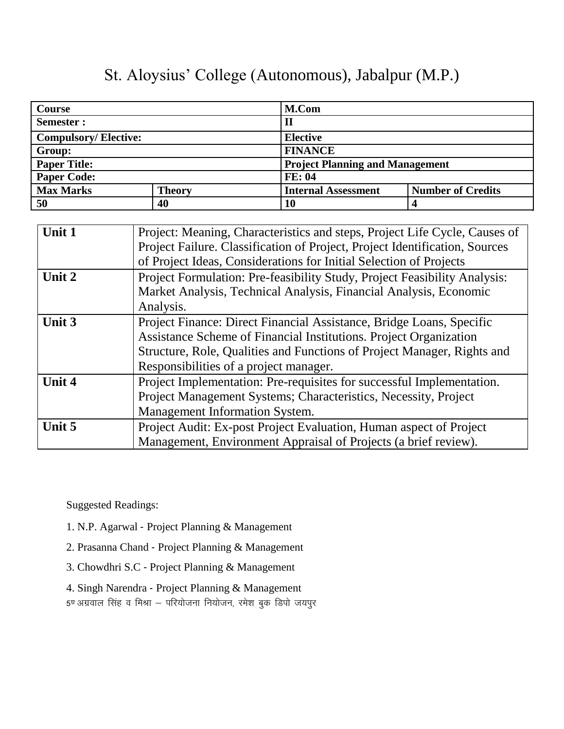# St. Aloysius' College (Autonomous), Jabalpur (M.P.)

| Course | | M.Com | |
|---|---|---|---|
| **Semester :** | | **II** | |
| **Compulsory/ Elective:** | | **Elective** | |
| **Group:** | | **FINANCE** | |
| **Paper Title:** | | **Project Planning and Management** | |
| **Paper Code:** | | **FE: 04** | |
| **Max Marks** | **Theory** | **Internal Assessment** | **Number of Credits** |
| **50** | **40** | **10** | **4** |

| Unit | Content |
|---|---|
| **Unit 1** | Project: Meaning, Characteristics and steps, Project Life Cycle, Causes of Project Failure. Classification of Project, Project Identification, Sources of Project Ideas, Considerations for Initial Selection of Projects |
| **Unit 2** | Project Formulation: Pre-feasibility Study, Project Feasibility Analysis: Market Analysis, Technical Analysis, Financial Analysis, Economic Analysis. |
| **Unit 3** | Project Finance: Direct Financial Assistance, Bridge Loans, Specific Assistance Scheme of Financial Institutions. Project Organization Structure, Role, Qualities and Functions of Project Manager, Rights and Responsibilities of a project manager. |
| **Unit 4** | Project Implementation: Pre-requisites for successful Implementation. Project Management Systems; Characteristics, Necessity, Project Management Information System. |
| **Unit 5** | Project Audit: Ex-post Project Evaluation, Human aspect of Project Management, Environment Appraisal of Projects (a brief review). |

Suggested Readings:

1. N.P. Agarwal - Project Planning & Management
2. Prasanna Chand - Project Planning & Management
3. Chowdhri S.C - Project Planning & Management
4. Singh Narendra - Project Planning & Management
5. अग्रवाल सिंह व मिश्रा – परियोजना नियोजन, रमेश बुक डिपो जयपुर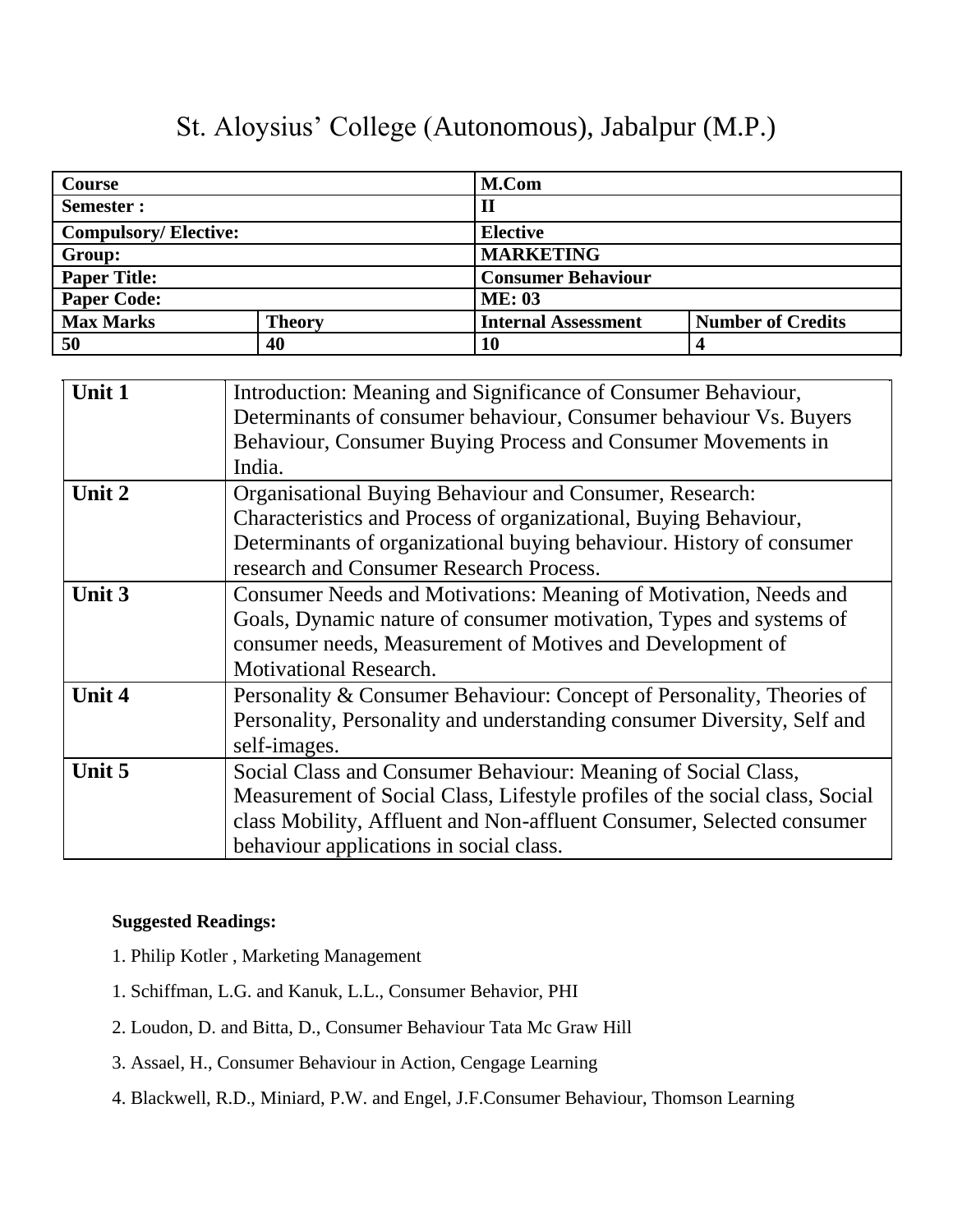# St. Aloysius' College (Autonomous), Jabalpur (M.P.)

| **Course** | | **M.Com** | |
|---|---|---|---|
| **Semester :** | | **II** | |
| **Compulsory/ Elective:** | | **Elective** | |
| **Group:** | | **MARKETING** | |
| **Paper Title:** | | **Consumer Behaviour** | |
| **Paper Code:** | | **ME: 03** | |
| **Max Marks** | **Theory** | **Internal Assessment** | **Number of Credits** |
| **50** | **40** | **10** | **4** |

| | |
|---|---|
| **Unit 1** | Introduction: Meaning and Significance of Consumer Behaviour, Determinants of consumer behaviour, Consumer behaviour Vs. Buyers Behaviour, Consumer Buying Process and Consumer Movements in India. |
| **Unit 2** | Organisational Buying Behaviour and Consumer, Research: Characteristics and Process of organizational, Buying Behaviour, Determinants of organizational buying behaviour. History of consumer research and Consumer Research Process. |
| **Unit 3** | Consumer Needs and Motivations: Meaning of Motivation, Needs and Goals, Dynamic nature of consumer motivation, Types and systems of consumer needs, Measurement of Motives and Development of Motivational Research. |
| **Unit 4** | Personality & Consumer Behaviour: Concept of Personality, Theories of Personality, Personality and understanding consumer Diversity, Self and self-images. |
| **Unit 5** | Social Class and Consumer Behaviour: Meaning of Social Class, Measurement of Social Class, Lifestyle profiles of the social class, Social class Mobility, Affluent and Non-affluent Consumer, Selected consumer behaviour applications in social class. |

**Suggested Readings:**

1. Philip Kotler , Marketing Management

1. Schiffman, L.G. and Kanuk, L.L., Consumer Behavior, PHI

2. Loudon, D. and Bitta, D., Consumer Behaviour Tata Mc Graw Hill

3. Assael, H., Consumer Behaviour in Action, Cengage Learning

4. Blackwell, R.D., Miniard, P.W. and Engel, J.F.Consumer Behaviour, Thomson Learning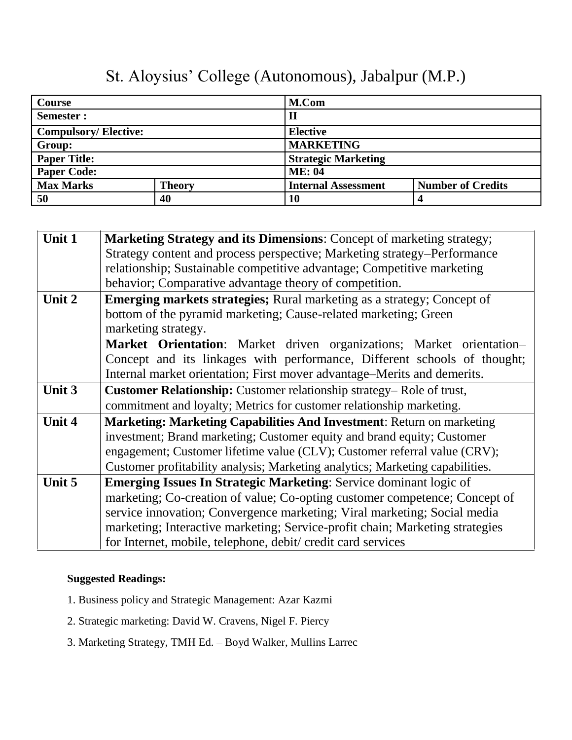# St. Aloysius' College (Autonomous), Jabalpur (M.P.)

| **Course** | | **M.Com** | |
|---|---|---|---|
| **Semester :** | | **II** | |
| **Compulsory/ Elective:** | | **Elective** | |
| **Group:** | | **MARKETING** | |
| **Paper Title:** | | **Strategic Marketing** | |
| **Paper Code:** | | **ME: 04** | |
| **Max Marks** | **Theory** | **Internal Assessment** | **Number of Credits** |
| **50** | **40** | **10** | **4** |

| | |
|---|---|
| **Unit 1** | **Marketing Strategy and its Dimensions**: Concept of marketing strategy; Strategy content and process perspective; Marketing strategy–Performance relationship; Sustainable competitive advantage; Competitive marketing behavior; Comparative advantage theory of competition. |
| **Unit 2** | **Emerging markets strategies;** Rural marketing as a strategy; Concept of bottom of the pyramid marketing; Cause-related marketing; Green marketing strategy. **Market Orientation**: Market driven organizations; Market orientation–Concept and its linkages with performance, Different schools of thought; Internal market orientation; First mover advantage–Merits and demerits. |
| **Unit 3** | **Customer Relationship:** Customer relationship strategy– Role of trust, commitment and loyalty; Metrics for customer relationship marketing. |
| **Unit 4** | **Marketing: Marketing Capabilities And Investment**: Return on marketing investment; Brand marketing; Customer equity and brand equity; Customer engagement; Customer lifetime value (CLV); Customer referral value (CRV); Customer profitability analysis; Marketing analytics; Marketing capabilities. |
| **Unit 5** | **Emerging Issues In Strategic Marketing**: Service dominant logic of marketing; Co-creation of value; Co-opting customer competence; Concept of service innovation; Convergence marketing; Viral marketing; Social media marketing; Interactive marketing; Service-profit chain; Marketing strategies for Internet, mobile, telephone, debit/ credit card services |

**Suggested Readings:**

1. Business policy and Strategic Management: Azar Kazmi
2. Strategic marketing: David W. Cravens, Nigel F. Piercy
3. Marketing Strategy, TMH Ed. – Boyd Walker, Mullins Larrec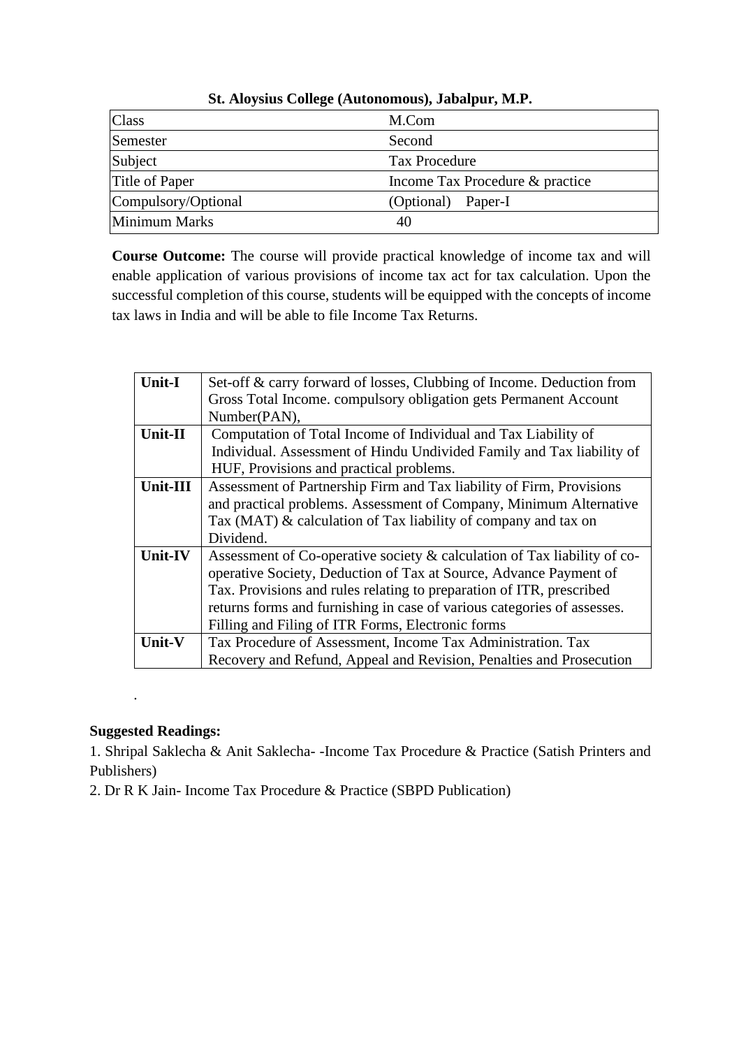**St. Aloysius College (Autonomous), Jabalpur, M.P.**

| Class | M.Com |
|---|---|
| Semester | Second |
| Subject | Tax Procedure |
| Title of Paper | Income Tax Procedure & practice |
| Compulsory/Optional | (Optional) Paper-I |
| Minimum Marks | 40 |

**Course Outcome:** The course will provide practical knowledge of income tax and will enable application of various provisions of income tax act for tax calculation. Upon the successful completion of this course, students will be equipped with the concepts of income tax laws in India and will be able to file Income Tax Returns.

| | |
|---|---|
| **Unit-I** | Set-off & carry forward of losses, Clubbing of Income. Deduction from Gross Total Income. compulsory obligation gets Permanent Account Number(PAN), |
| **Unit-II** | Computation of Total Income of Individual and Tax Liability of Individual. Assessment of Hindu Undivided Family and Tax liability of HUF, Provisions and practical problems. |
| **Unit-III** | Assessment of Partnership Firm and Tax liability of Firm, Provisions and practical problems. Assessment of Company, Minimum Alternative Tax (MAT) & calculation of Tax liability of company and tax on Dividend. |
| **Unit-IV** | Assessment of Co-operative society & calculation of Tax liability of co-operative Society, Deduction of Tax at Source, Advance Payment of Tax. Provisions and rules relating to preparation of ITR, prescribed returns forms and furnishing in case of various categories of assesses. Filling and Filing of ITR Forms, Electronic forms |
| **Unit-V** | Tax Procedure of Assessment, Income Tax Administration. Tax Recovery and Refund, Appeal and Revision, Penalties and Prosecution |

.

**Suggested Readings:**

1. Shripal Saklecha & Anit Saklecha- -Income Tax Procedure & Practice (Satish Printers and Publishers)
2. Dr R K Jain- Income Tax Procedure & Practice (SBPD Publication)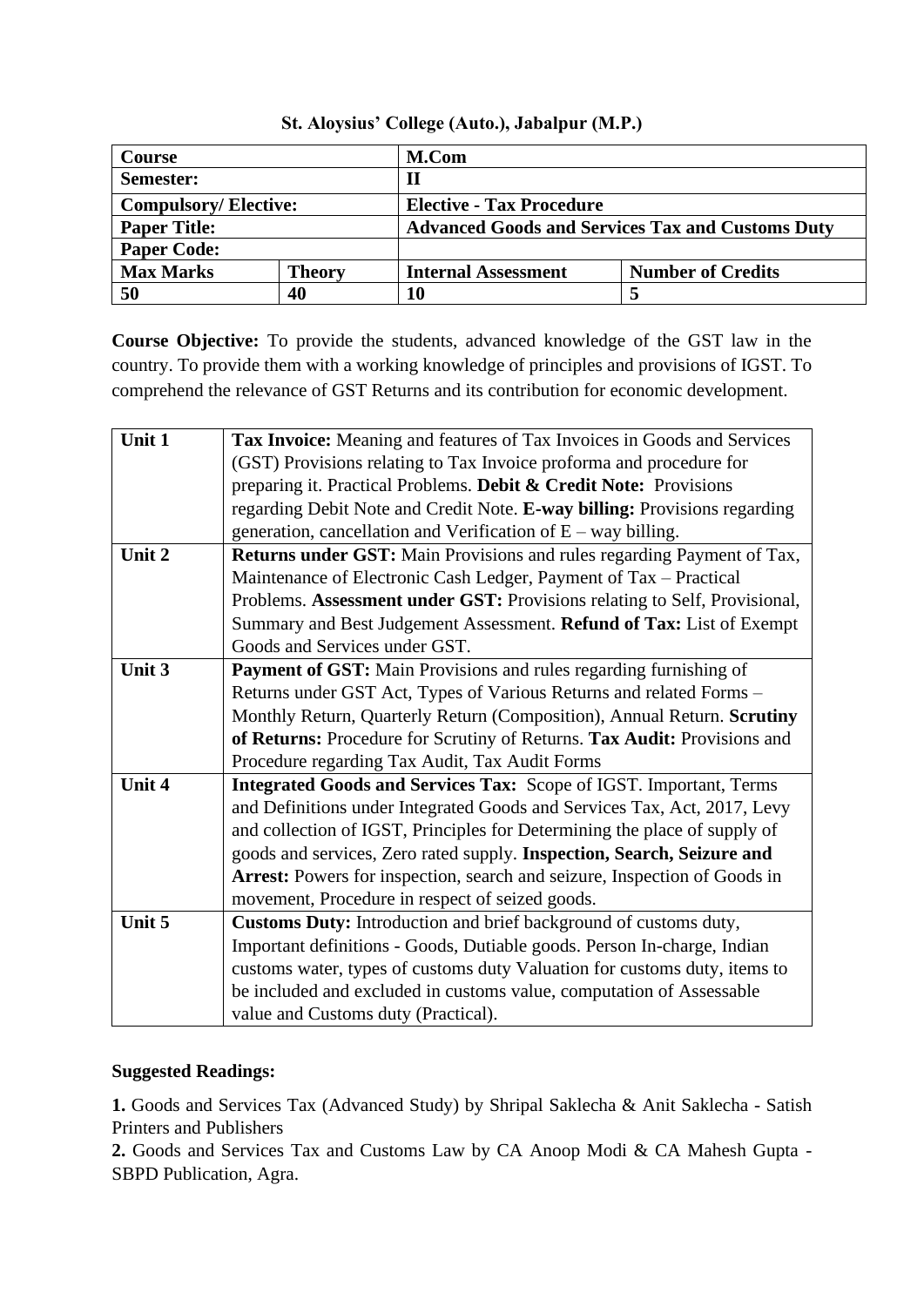**St. Aloysius' College (Auto.), Jabalpur (M.P.)**

| | | | |
|---|---|---|---|
| **Course** | | **M.Com** | |
| **Semester:** | | **II** | |
| **Compulsory/ Elective:** | | **Elective - Tax Procedure** | |
| **Paper Title:** | | **Advanced Goods and Services Tax and Customs Duty** | |
| **Paper Code:** | | | |
| **Max Marks** | **Theory** | **Internal Assessment** | **Number of Credits** |
| **50** | **40** | **10** | **5** |

**Course Objective:** To provide the students, advanced knowledge of the GST law in the country. To provide them with a working knowledge of principles and provisions of IGST. To comprehend the relevance of GST Returns and its contribution for economic development.

| | |
|---|---|
| **Unit 1** | **Tax Invoice:** Meaning and features of Tax Invoices in Goods and Services (GST) Provisions relating to Tax Invoice proforma and procedure for preparing it. Practical Problems. **Debit & Credit Note:** Provisions regarding Debit Note and Credit Note. **E-way billing:** Provisions regarding generation, cancellation and Verification of E – way billing. |
| **Unit 2** | **Returns under GST:** Main Provisions and rules regarding Payment of Tax, Maintenance of Electronic Cash Ledger, Payment of Tax – Practical Problems. **Assessment under GST:** Provisions relating to Self, Provisional, Summary and Best Judgement Assessment. **Refund of Tax:** List of Exempt Goods and Services under GST. |
| **Unit 3** | **Payment of GST:** Main Provisions and rules regarding furnishing of Returns under GST Act, Types of Various Returns and related Forms – Monthly Return, Quarterly Return (Composition), Annual Return. **Scrutiny of Returns:** Procedure for Scrutiny of Returns. **Tax Audit:** Provisions and Procedure regarding Tax Audit, Tax Audit Forms |
| **Unit 4** | **Integrated Goods and Services Tax:** Scope of IGST. Important, Terms and Definitions under Integrated Goods and Services Tax, Act, 2017, Levy and collection of IGST, Principles for Determining the place of supply of goods and services, Zero rated supply. **Inspection, Search, Seizure and Arrest:** Powers for inspection, search and seizure, Inspection of Goods in movement, Procedure in respect of seized goods. |
| **Unit 5** | **Customs Duty:** Introduction and brief background of customs duty, Important definitions - Goods, Dutiable goods. Person In-charge, Indian customs water, types of customs duty Valuation for customs duty, items to be included and excluded in customs value, computation of Assessable value and Customs duty (Practical). |

**Suggested Readings:**

**1.** Goods and Services Tax (Advanced Study) by Shripal Saklecha & Anit Saklecha - Satish Printers and Publishers

**2.** Goods and Services Tax and Customs Law by CA Anoop Modi & CA Mahesh Gupta - SBPD Publication, Agra.